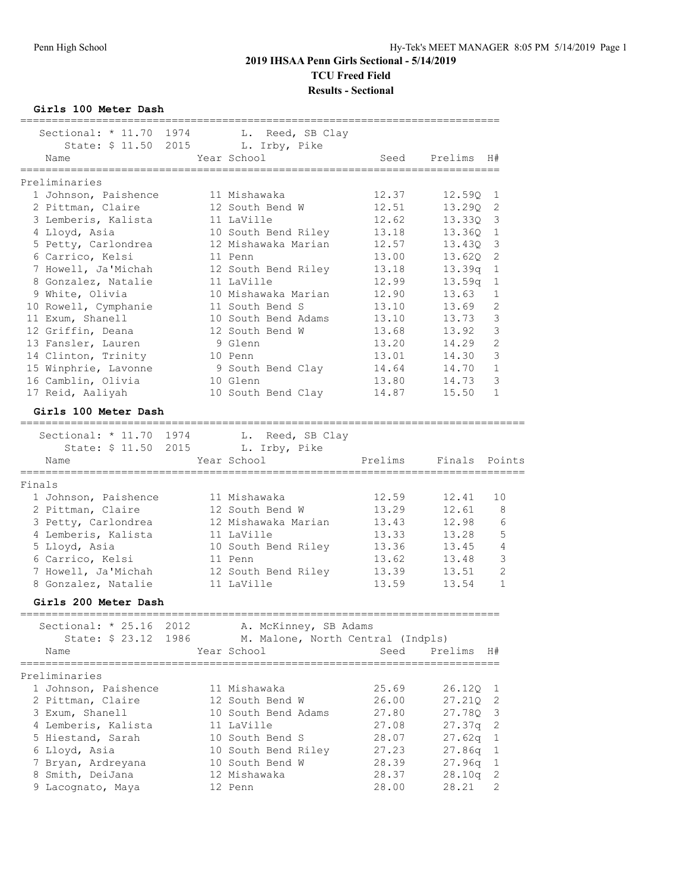**2019 IHSAA Penn Girls Sectional - 5/14/2019**

**TCU Freed Field**

**Results - Sectional**

### Girls 100 Meter Dash

Sectional: * 11.70 1974 L. Reed, SB Clay
State: $ 11.50 2015 L. Irby, Pike

**Preliminaries**

| | Name | Year | School | Seed | Prelims | H# |
|---|---|---|---|---|---|---|
| 1 | Johnson, Paishence | 11 | Mishawaka | 12.37 | 12.59Q | 1 |
| 2 | Pittman, Claire | 12 | South Bend W | 12.51 | 13.29Q | 2 |
| 3 | Lemberis, Kalista | 11 | LaVille | 12.62 | 13.33Q | 3 |
| 4 | Lloyd, Asia | 10 | South Bend Riley | 13.18 | 13.36Q | 1 |
| 5 | Petty, Carlondrea | 12 | Mishawaka Marian | 12.57 | 13.43Q | 3 |
| 6 | Carrico, Kelsi | 11 | Penn | 13.00 | 13.62Q | 2 |
| 7 | Howell, Ja'Michah | 12 | South Bend Riley | 13.18 | 13.39q | 1 |
| 8 | Gonzalez, Natalie | 11 | LaVille | 12.99 | 13.59q | 1 |
| 9 | White, Olivia | 10 | Mishawaka Marian | 12.90 | 13.63 | 1 |
| 10 | Rowell, Cymphanie | 11 | South Bend S | 13.10 | 13.69 | 2 |
| 11 | Exum, Shanell | 10 | South Bend Adams | 13.10 | 13.73 | 3 |
| 12 | Griffin, Deana | 12 | South Bend W | 13.68 | 13.92 | 3 |
| 13 | Fansler, Lauren | 9 | Glenn | 13.20 | 14.29 | 2 |
| 14 | Clinton, Trinity | 10 | Penn | 13.01 | 14.30 | 3 |
| 15 | Winphrie, Lavonne | 9 | South Bend Clay | 14.64 | 14.70 | 1 |
| 16 | Camblin, Olivia | 10 | Glenn | 13.80 | 14.73 | 3 |
| 17 | Reid, Aaliyah | 10 | South Bend Clay | 14.87 | 15.50 | 1 |

### Girls 100 Meter Dash

Sectional: * 11.70 1974 L. Reed, SB Clay
State: $ 11.50 2015 L. Irby, Pike

**Finals**

| | Name | Year | School | Prelims | Finals | Points |
|---|---|---|---|---|---|---|
| 1 | Johnson, Paishence | 11 | Mishawaka | 12.59 | 12.41 | 10 |
| 2 | Pittman, Claire | 12 | South Bend W | 13.29 | 12.61 | 8 |
| 3 | Petty, Carlondrea | 12 | Mishawaka Marian | 13.43 | 12.98 | 6 |
| 4 | Lemberis, Kalista | 11 | LaVille | 13.33 | 13.28 | 5 |
| 5 | Lloyd, Asia | 10 | South Bend Riley | 13.36 | 13.45 | 4 |
| 6 | Carrico, Kelsi | 11 | Penn | 13.62 | 13.48 | 3 |
| 7 | Howell, Ja'Michah | 12 | South Bend Riley | 13.39 | 13.51 | 2 |
| 8 | Gonzalez, Natalie | 11 | LaVille | 13.59 | 13.54 | 1 |

### Girls 200 Meter Dash

Sectional: * 25.16 2012 A. McKinney, SB Adams
State: $ 23.12 1986 M. Malone, North Central (Indpls)

**Preliminaries**

| | Name | Year | School | Seed | Prelims | H# |
|---|---|---|---|---|---|---|
| 1 | Johnson, Paishence | 11 | Mishawaka | 25.69 | 26.12Q | 1 |
| 2 | Pittman, Claire | 12 | South Bend W | 26.00 | 27.21Q | 2 |
| 3 | Exum, Shanell | 10 | South Bend Adams | 27.80 | 27.78Q | 3 |
| 4 | Lemberis, Kalista | 11 | LaVille | 27.08 | 27.37q | 2 |
| 5 | Hiestand, Sarah | 10 | South Bend S | 28.07 | 27.62q | 1 |
| 6 | Lloyd, Asia | 10 | South Bend Riley | 27.23 | 27.86q | 1 |
| 7 | Bryan, Ardreyana | 10 | South Bend W | 28.39 | 27.96q | 1 |
| 8 | Smith, DeiJana | 12 | Mishawaka | 28.37 | 28.10q | 2 |
| 9 | Lacognato, Maya | 12 | Penn | 28.00 | 28.21 | 2 |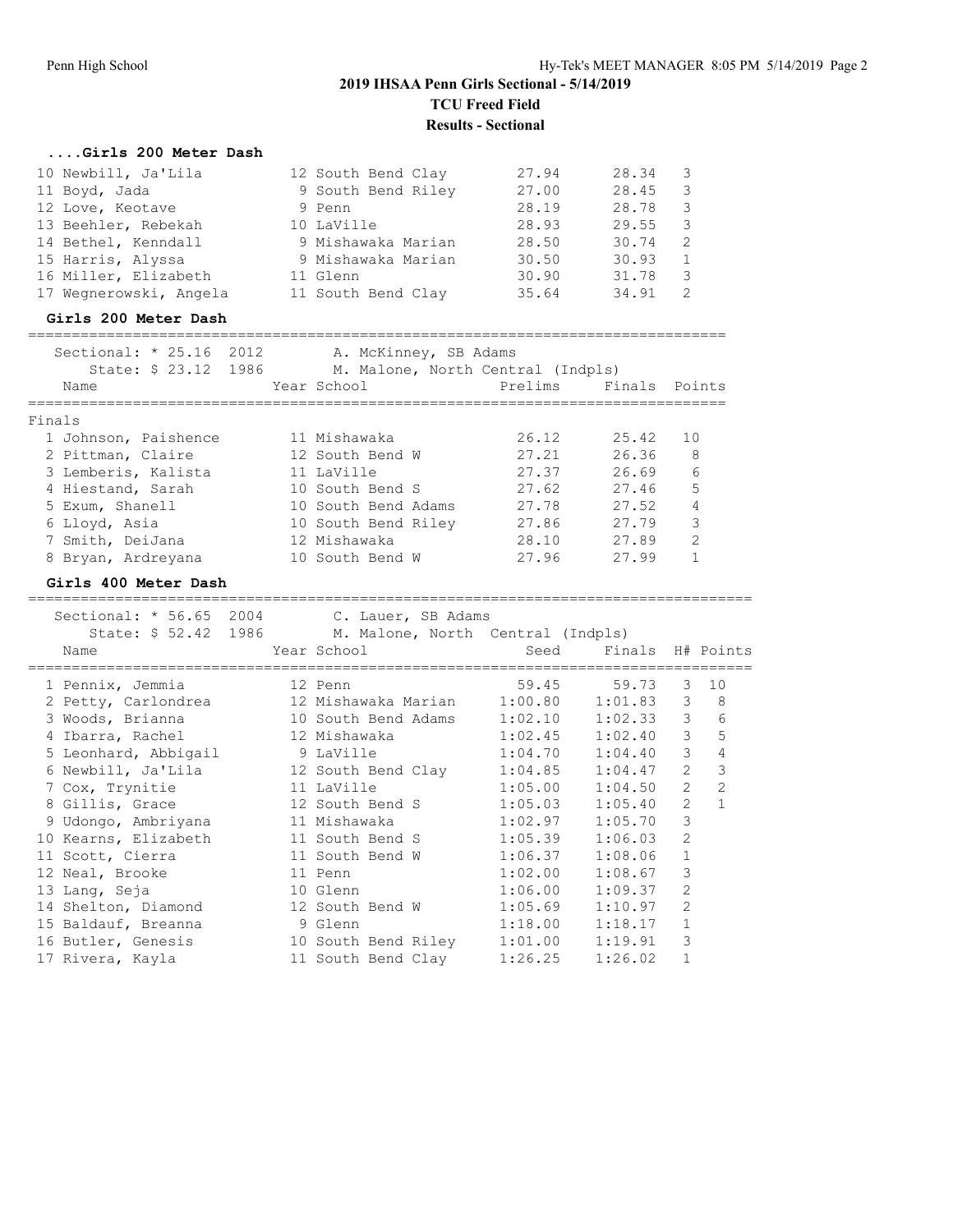## 2019 IHSAA Penn Girls Sectional - 5/14/2019

**TCU Freed Field**

**Results - Sectional**

### ....Girls 200 Meter Dash

| Place | Name | Year | School | Prelims | Finals | H# |
|---|---|---|---|---|---|---|
| 10 | Newbill, Ja'Lila | 12 | South Bend Clay | 27.94 | 28.34 | 3 |
| 11 | Boyd, Jada | 9 | South Bend Riley | 27.00 | 28.45 | 3 |
| 12 | Love, Keotave | 9 | Penn | 28.19 | 28.78 | 3 |
| 13 | Beehler, Rebekah | 10 | LaVille | 28.93 | 29.55 | 3 |
| 14 | Bethel, Kenndall | 9 | Mishawaka Marian | 28.50 | 30.74 | 2 |
| 15 | Harris, Alyssa | 9 | Mishawaka Marian | 30.50 | 30.93 | 1 |
| 16 | Miller, Elizabeth | 11 | Glenn | 30.90 | 31.78 | 3 |
| 17 | Wegnerowski, Angela | 11 | South Bend Clay | 35.64 | 34.91 | 2 |

### Girls 200 Meter Dash

Sectional: * 25.16 2012 A. McKinney, SB Adams
State: $ 23.12 1986 M. Malone, North Central (Indpls)

Finals

| Place | Name | Year | School | Prelims | Finals | Points |
|---|---|---|---|---|---|---|
| 1 | Johnson, Paishence | 11 | Mishawaka | 26.12 | 25.42 | 10 |
| 2 | Pittman, Claire | 12 | South Bend W | 27.21 | 26.36 | 8 |
| 3 | Lemberis, Kalista | 11 | LaVille | 27.37 | 26.69 | 6 |
| 4 | Hiestand, Sarah | 10 | South Bend S | 27.62 | 27.46 | 5 |
| 5 | Exum, Shanell | 10 | South Bend Adams | 27.78 | 27.52 | 4 |
| 6 | Lloyd, Asia | 10 | South Bend Riley | 27.86 | 27.79 | 3 |
| 7 | Smith, DeiJana | 12 | Mishawaka | 28.10 | 27.89 | 2 |
| 8 | Bryan, Ardreyana | 10 | South Bend W | 27.96 | 27.99 | 1 |

### Girls 400 Meter Dash

Sectional: * 56.65 2004 C. Lauer, SB Adams
State: $ 52.42 1986 M. Malone, North Central (Indpls)

| Place | Name | Year | School | Seed | Finals | H# | Points |
|---|---|---|---|---|---|---|---|
| 1 | Pennix, Jemmia | 12 | Penn | 59.45 | 59.73 | 3 | 10 |
| 2 | Petty, Carlondrea | 12 | Mishawaka Marian | 1:00.80 | 1:01.83 | 3 | 8 |
| 3 | Woods, Brianna | 10 | South Bend Adams | 1:02.10 | 1:02.33 | 3 | 6 |
| 4 | Ibarra, Rachel | 12 | Mishawaka | 1:02.45 | 1:02.40 | 3 | 5 |
| 5 | Leonhard, Abbigail | 9 | LaVille | 1:04.70 | 1:04.40 | 3 | 4 |
| 6 | Newbill, Ja'Lila | 12 | South Bend Clay | 1:04.85 | 1:04.47 | 2 | 3 |
| 7 | Cox, Trynitie | 11 | LaVille | 1:05.00 | 1:04.50 | 2 | 2 |
| 8 | Gillis, Grace | 12 | South Bend S | 1:05.03 | 1:05.40 | 2 | 1 |
| 9 | Udongo, Ambriyana | 11 | Mishawaka | 1:02.97 | 1:05.70 | 3 | |
| 10 | Kearns, Elizabeth | 11 | South Bend S | 1:05.39 | 1:06.03 | 2 | |
| 11 | Scott, Cierra | 11 | South Bend W | 1:06.37 | 1:08.06 | 1 | |
| 12 | Neal, Brooke | 11 | Penn | 1:02.00 | 1:08.67 | 3 | |
| 13 | Lang, Seja | 10 | Glenn | 1:06.00 | 1:09.37 | 2 | |
| 14 | Shelton, Diamond | 12 | South Bend W | 1:05.69 | 1:10.97 | 2 | |
| 15 | Baldauf, Breanna | 9 | Glenn | 1:18.00 | 1:18.17 | 1 | |
| 16 | Butler, Genesis | 10 | South Bend Riley | 1:01.00 | 1:19.91 | 3 | |
| 17 | Rivera, Kayla | 11 | South Bend Clay | 1:26.25 | 1:26.02 | 1 | |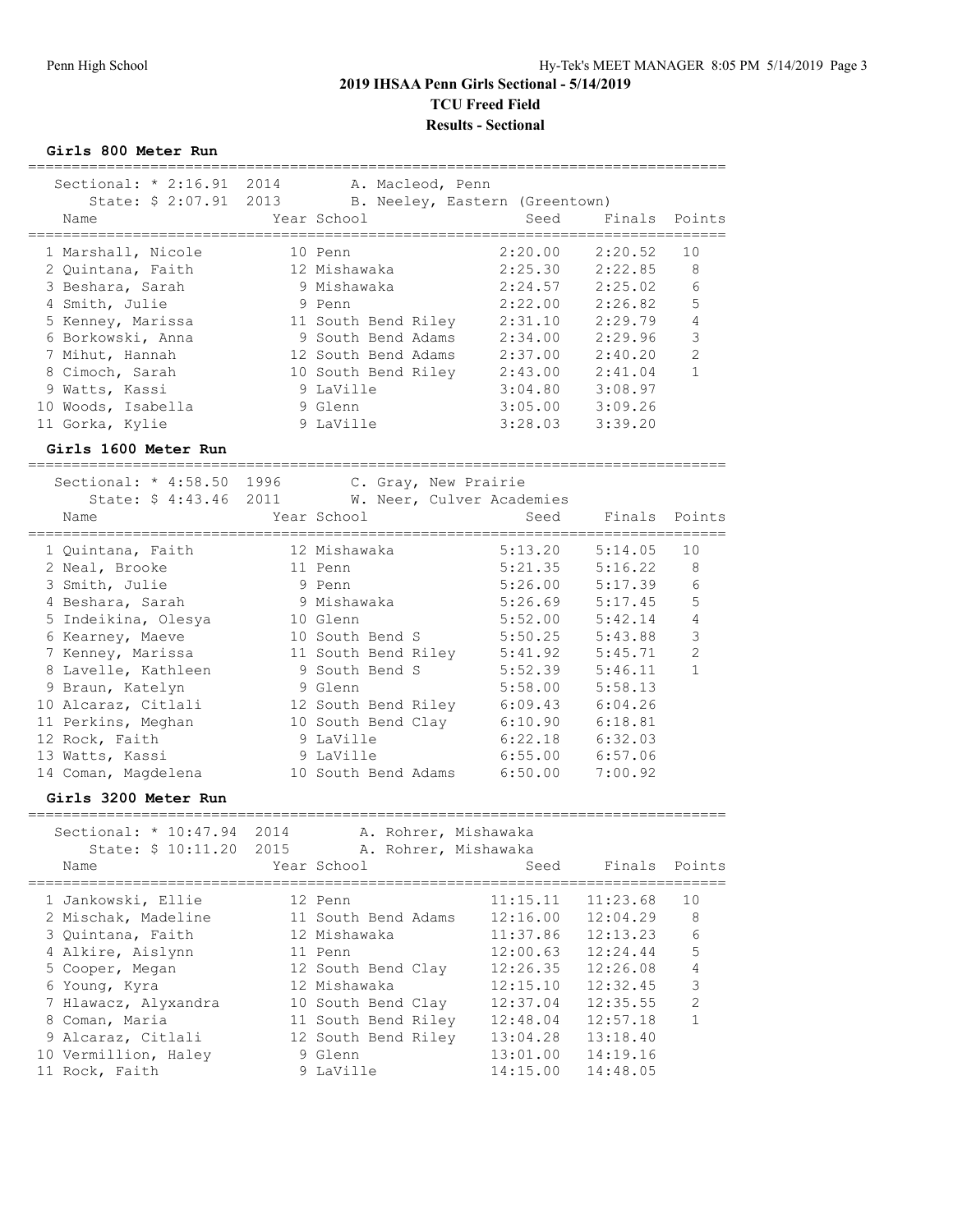# 2019 IHSAA Penn Girls Sectional - 5/14/2019

## TCU Freed Field

## Results - Sectional

### Girls 800 Meter Run

Sectional: * 2:16.91 2014 A. Macleod, Penn
State: $ 2:07.91 2013 B. Neeley, Eastern (Greentown)

| Place | Name | Year | School | Seed | Finals | Points |
|---|---|---|---|---|---|---|
| 1 | Marshall, Nicole | 10 | Penn | 2:20.00 | 2:20.52 | 10 |
| 2 | Quintana, Faith | 12 | Mishawaka | 2:25.30 | 2:22.85 | 8 |
| 3 | Beshara, Sarah | 9 | Mishawaka | 2:24.57 | 2:25.02 | 6 |
| 4 | Smith, Julie | 9 | Penn | 2:22.00 | 2:26.82 | 5 |
| 5 | Kenney, Marissa | 11 | South Bend Riley | 2:31.10 | 2:29.79 | 4 |
| 6 | Borkowski, Anna | 9 | South Bend Adams | 2:34.00 | 2:29.96 | 3 |
| 7 | Mihut, Hannah | 12 | South Bend Adams | 2:37.00 | 2:40.20 | 2 |
| 8 | Cimoch, Sarah | 10 | South Bend Riley | 2:43.00 | 2:41.04 | 1 |
| 9 | Watts, Kassi | 9 | LaVille | 3:04.80 | 3:08.97 | |
| 10 | Woods, Isabella | 9 | Glenn | 3:05.00 | 3:09.26 | |
| 11 | Gorka, Kylie | 9 | LaVille | 3:28.03 | 3:39.20 | |

### Girls 1600 Meter Run

Sectional: * 4:58.50 1996 C. Gray, New Prairie
State: $ 4:43.46 2011 W. Neer, Culver Academies

| Place | Name | Year | School | Seed | Finals | Points |
|---|---|---|---|---|---|---|
| 1 | Quintana, Faith | 12 | Mishawaka | 5:13.20 | 5:14.05 | 10 |
| 2 | Neal, Brooke | 11 | Penn | 5:21.35 | 5:16.22 | 8 |
| 3 | Smith, Julie | 9 | Penn | 5:26.00 | 5:17.39 | 6 |
| 4 | Beshara, Sarah | 9 | Mishawaka | 5:26.69 | 5:17.45 | 5 |
| 5 | Indeikina, Olesya | 10 | Glenn | 5:52.00 | 5:42.14 | 4 |
| 6 | Kearney, Maeve | 10 | South Bend S | 5:50.25 | 5:43.88 | 3 |
| 7 | Kenney, Marissa | 11 | South Bend Riley | 5:41.92 | 5:45.71 | 2 |
| 8 | Lavelle, Kathleen | 9 | South Bend S | 5:52.39 | 5:46.11 | 1 |
| 9 | Braun, Katelyn | 9 | Glenn | 5:58.00 | 5:58.13 | |
| 10 | Alcaraz, Citlali | 12 | South Bend Riley | 6:09.43 | 6:04.26 | |
| 11 | Perkins, Meghan | 10 | South Bend Clay | 6:10.90 | 6:18.81 | |
| 12 | Rock, Faith | 9 | LaVille | 6:22.18 | 6:32.03 | |
| 13 | Watts, Kassi | 9 | LaVille | 6:55.00 | 6:57.06 | |
| 14 | Coman, Magdelena | 10 | South Bend Adams | 6:50.00 | 7:00.92 | |

### Girls 3200 Meter Run

Sectional: * 10:47.94 2014 A. Rohrer, Mishawaka
State: $ 10:11.20 2015 A. Rohrer, Mishawaka

| Place | Name | Year | School | Seed | Finals | Points |
|---|---|---|---|---|---|---|
| 1 | Jankowski, Ellie | 12 | Penn | 11:15.11 | 11:23.68 | 10 |
| 2 | Mischak, Madeline | 11 | South Bend Adams | 12:16.00 | 12:04.29 | 8 |
| 3 | Quintana, Faith | 12 | Mishawaka | 11:37.86 | 12:13.23 | 6 |
| 4 | Alkire, Aislynn | 11 | Penn | 12:00.63 | 12:24.44 | 5 |
| 5 | Cooper, Megan | 12 | South Bend Clay | 12:26.35 | 12:26.08 | 4 |
| 6 | Young, Kyra | 12 | Mishawaka | 12:15.10 | 12:32.45 | 3 |
| 7 | Hlawacz, Alyxandra | 10 | South Bend Clay | 12:37.04 | 12:35.55 | 2 |
| 8 | Coman, Maria | 11 | South Bend Riley | 12:48.04 | 12:57.18 | 1 |
| 9 | Alcaraz, Citlali | 12 | South Bend Riley | 13:04.28 | 13:18.40 | |
| 10 | Vermillion, Haley | 9 | Glenn | 13:01.00 | 14:19.16 | |
| 11 | Rock, Faith | 9 | LaVille | 14:15.00 | 14:48.05 | |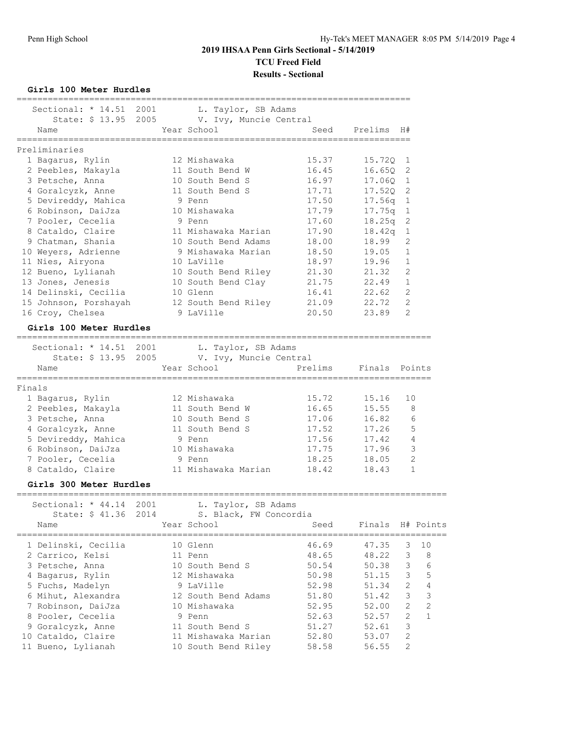# 2019 IHSAA Penn Girls Sectional - 5/14/2019

**TCU Freed Field**

**Results - Sectional**

### Girls 100 Meter Hurdles

Sectional: * 14.51 2001 L. Taylor, SB Adams
State: $ 13.95 2005 V. Ivy, Muncie Central

**Preliminaries**

| | Name | Year | School | Seed | Prelims | H# |
|---|---|---|---|---|---|---|
| 1 | Bagarus, Rylin | 12 | Mishawaka | 15.37 | 15.72Q | 1 |
| 2 | Peebles, Makayla | 11 | South Bend W | 16.45 | 16.65Q | 2 |
| 3 | Petsche, Anna | 10 | South Bend S | 16.97 | 17.06Q | 1 |
| 4 | Goralczyk, Anne | 11 | South Bend S | 17.71 | 17.52Q | 2 |
| 5 | Devireddy, Mahica | 9 | Penn | 17.50 | 17.56q | 1 |
| 6 | Robinson, DaiJza | 10 | Mishawaka | 17.79 | 17.75q | 1 |
| 7 | Pooler, Cecelia | 9 | Penn | 17.60 | 18.25q | 2 |
| 8 | Cataldo, Claire | 11 | Mishawaka Marian | 17.90 | 18.42q | 1 |
| 9 | Chatman, Shania | 10 | South Bend Adams | 18.00 | 18.99 | 2 |
| 10 | Weyers, Adrienne | 9 | Mishawaka Marian | 18.50 | 19.05 | 1 |
| 11 | Nies, Airyona | 10 | LaVille | 18.97 | 19.96 | 1 |
| 12 | Bueno, Lylianah | 10 | South Bend Riley | 21.30 | 21.32 | 2 |
| 13 | Jones, Jenesis | 10 | South Bend Clay | 21.75 | 22.49 | 1 |
| 14 | Delinski, Cecilia | 10 | Glenn | 16.41 | 22.62 | 2 |
| 15 | Johnson, Porshayah | 12 | South Bend Riley | 21.09 | 22.72 | 2 |
| 16 | Croy, Chelsea | 9 | LaVille | 20.50 | 23.89 | 2 |

### Girls 100 Meter Hurdles

Sectional: * 14.51 2001 L. Taylor, SB Adams
State: $ 13.95 2005 V. Ivy, Muncie Central

**Finals**

| | Name | Year | School | Prelims | Finals | Points |
|---|---|---|---|---|---|---|
| 1 | Bagarus, Rylin | 12 | Mishawaka | 15.72 | 15.16 | 10 |
| 2 | Peebles, Makayla | 11 | South Bend W | 16.65 | 15.55 | 8 |
| 3 | Petsche, Anna | 10 | South Bend S | 17.06 | 16.82 | 6 |
| 4 | Goralczyk, Anne | 11 | South Bend S | 17.52 | 17.26 | 5 |
| 5 | Devireddy, Mahica | 9 | Penn | 17.56 | 17.42 | 4 |
| 6 | Robinson, DaiJza | 10 | Mishawaka | 17.75 | 17.96 | 3 |
| 7 | Pooler, Cecelia | 9 | Penn | 18.25 | 18.05 | 2 |
| 8 | Cataldo, Claire | 11 | Mishawaka Marian | 18.42 | 18.43 | 1 |

### Girls 300 Meter Hurdles

Sectional: * 44.14 2001 L. Taylor, SB Adams
State: $ 41.36 2014 S. Black, FW Concordia

| | Name | Year | School | Seed | Finals | H# | Points |
|---|---|---|---|---|---|---|---|
| 1 | Delinski, Cecilia | 10 | Glenn | 46.69 | 47.35 | 3 | 10 |
| 2 | Carrico, Kelsi | 11 | Penn | 48.65 | 48.22 | 3 | 8 |
| 3 | Petsche, Anna | 10 | South Bend S | 50.54 | 50.38 | 3 | 6 |
| 4 | Bagarus, Rylin | 12 | Mishawaka | 50.98 | 51.15 | 3 | 5 |
| 5 | Fuchs, Madelyn | 9 | LaVille | 52.98 | 51.34 | 2 | 4 |
| 6 | Mihut, Alexandra | 12 | South Bend Adams | 51.80 | 51.42 | 3 | 3 |
| 7 | Robinson, DaiJza | 10 | Mishawaka | 52.95 | 52.00 | 2 | 2 |
| 8 | Pooler, Cecelia | 9 | Penn | 52.63 | 52.57 | 2 | 1 |
| 9 | Goralczyk, Anne | 11 | South Bend S | 51.27 | 52.61 | 3 | |
| 10 | Cataldo, Claire | 11 | Mishawaka Marian | 52.80 | 53.07 | 2 | |
| 11 | Bueno, Lylianah | 10 | South Bend Riley | 58.58 | 56.55 | 2 | |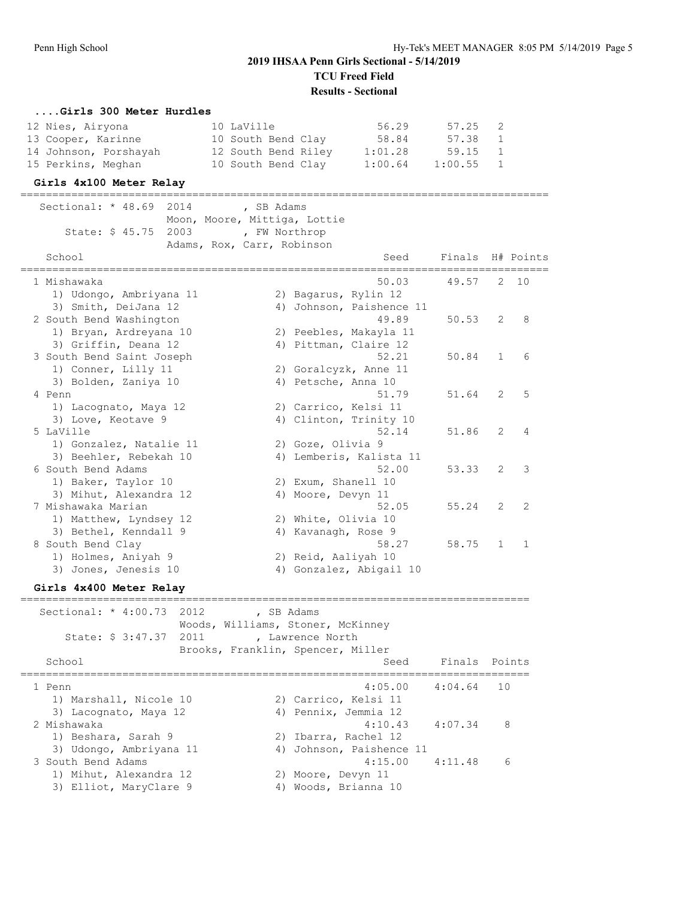## 2019 IHSAA Penn Girls Sectional - 5/14/2019

**TCU Freed Field**

**Results - Sectional**

### ....Girls 300 Meter Hurdles

| Place | Name | Yr | School | Seed | Finals | H# |
|---|---|---|---|---|---|---|
| 12 | Nies, Airyona | 10 | LaVille | 56.29 | 57.25 | 2 |
| 13 | Cooper, Karinne | 10 | South Bend Clay | 58.84 | 57.38 | 1 |
| 14 | Johnson, Porshayah | 12 | South Bend Riley | 1:01.28 | 59.15 | 1 |
| 15 | Perkins, Meghan | 10 | South Bend Clay | 1:00.64 | 1:00.55 | 1 |

### Girls 4x100 Meter Relay

Sectional: * 48.69 2014 , SB Adams
Moon, Moore, Mittiga, Lottie

State: $ 45.75 2003 , FW Northrop
Adams, Rox, Carr, Robinson

| School | Seed | Finals | H# | Points |
|---|---|---|---|---|
| 1 Mishawaka | 50.03 | 49.57 | 2 | 10 |
| 1) Udongo, Ambriyana 11 2) Bagarus, Rylin 12 3) Smith, DeiJana 12 4) Johnson, Paishence 11 | | | | |
| 2 South Bend Washington | 49.89 | 50.53 | 2 | 8 |
| 1) Bryan, Ardreyana 10 2) Peebles, Makayla 11 3) Griffin, Deana 12 4) Pittman, Claire 12 | | | | |
| 3 South Bend Saint Joseph | 52.21 | 50.84 | 1 | 6 |
| 1) Conner, Lilly 11 2) Goralcyzk, Anne 11 3) Bolden, Zaniya 10 4) Petsche, Anna 10 | | | | |
| 4 Penn | 51.79 | 51.64 | 2 | 5 |
| 1) Lacognato, Maya 12 2) Carrico, Kelsi 11 3) Love, Keotave 9 4) Clinton, Trinity 10 | | | | |
| 5 LaVille | 52.14 | 51.86 | 2 | 4 |
| 1) Gonzalez, Natalie 11 2) Goze, Olivia 9 3) Beehler, Rebekah 10 4) Lemberis, Kalista 11 | | | | |
| 6 South Bend Adams | 52.00 | 53.33 | 2 | 3 |
| 1) Baker, Taylor 10 2) Exum, Shanell 10 3) Mihut, Alexandra 12 4) Moore, Devyn 11 | | | | |
| 7 Mishawaka Marian | 52.05 | 55.24 | 2 | 2 |
| 1) Matthew, Lyndsey 12 2) White, Olivia 10 3) Bethel, Kenndall 9 4) Kavanagh, Rose 9 | | | | |
| 8 South Bend Clay | 58.27 | 58.75 | 1 | 1 |
| 1) Holmes, Aniyah 9 2) Reid, Aaliyah 10 3) Jones, Jenesis 10 4) Gonzalez, Abigail 10 | | | | |

### Girls 4x400 Meter Relay

Sectional: * 4:00.73 2012 , SB Adams
Woods, Williams, Stoner, McKinney

State: $ 3:47.37 2011 , Lawrence North
Brooks, Franklin, Spencer, Miller

| School | Seed | Finals | Points |
|---|---|---|---|
| 1 Penn | 4:05.00 | 4:04.64 | 10 |
| 1) Marshall, Nicole 10 2) Carrico, Kelsi 11 3) Lacognato, Maya 12 4) Pennix, Jemmia 12 | | | |
| 2 Mishawaka | 4:10.43 | 4:07.34 | 8 |
| 1) Beshara, Sarah 9 2) Ibarra, Rachel 12 3) Udongo, Ambriyana 11 4) Johnson, Paishence 11 | | | |
| 3 South Bend Adams | 4:15.00 | 4:11.48 | 6 |
| 1) Mihut, Alexandra 12 2) Moore, Devyn 11 3) Elliot, MaryClare 9 4) Woods, Brianna 10 | | | |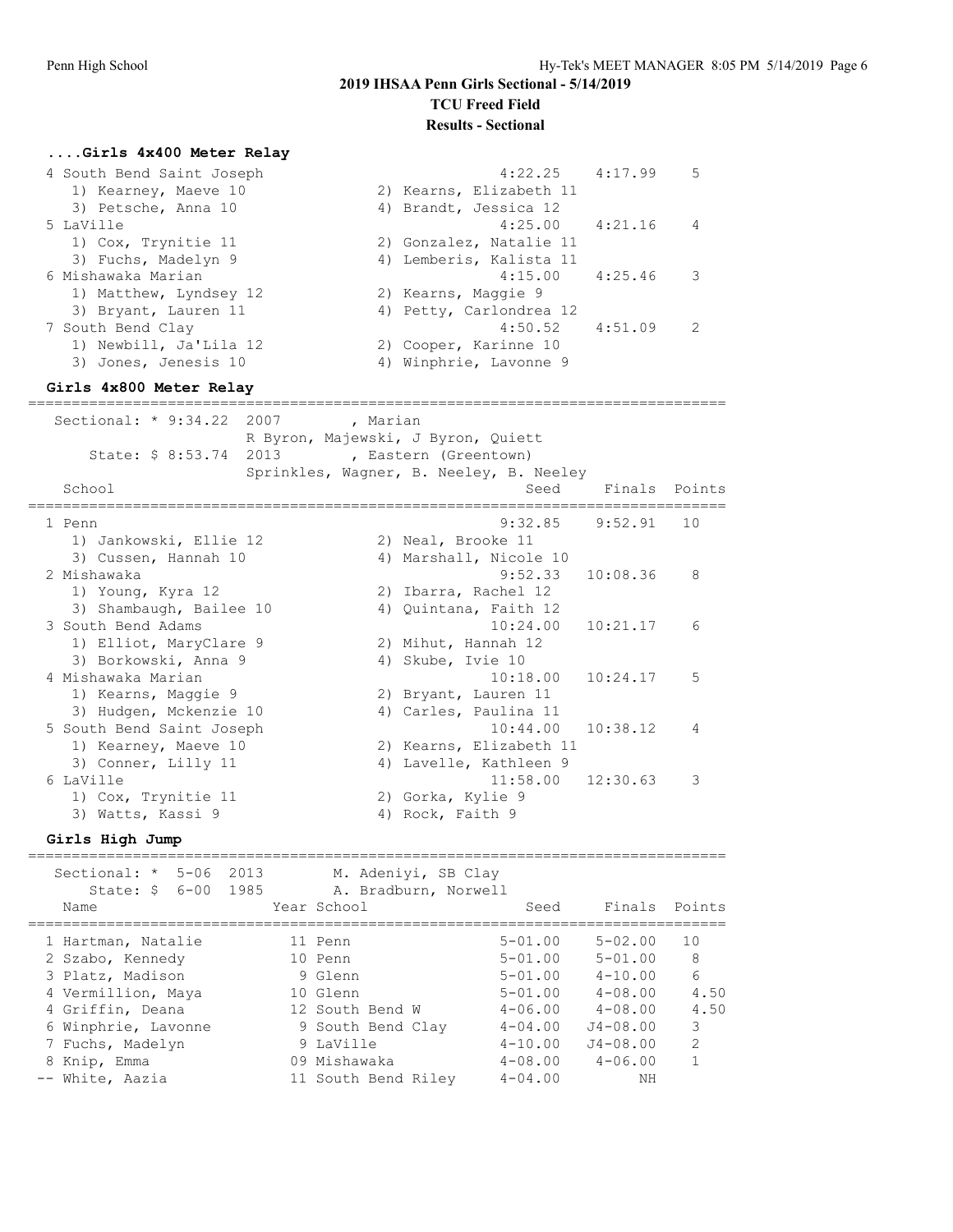## 2019 IHSAA Penn Girls Sectional - 5/14/2019

**TCU Freed Field**

**Results - Sectional**

### ....Girls 4x400 Meter Relay

```
 4 South Bend Saint Joseph                            4:22.25    4:17.99    5
    1) Kearney, Maeve 10              2) Kearns, Elizabeth 11
    3) Petsche, Anna 10               4) Brandt, Jessica 12
 5 LaVille                                            4:25.00    4:21.16    4
    1) Cox, Trynitie 11               2) Gonzalez, Natalie 11
    3) Fuchs, Madelyn 9               4) Lemberis, Kalista 11
 6 Mishawaka Marian                                   4:15.00    4:25.46    3
    1) Matthew, Lyndsey 12            2) Kearns, Maggie 9
    3) Bryant, Lauren 11              4) Petty, Carlondrea 12
 7 South Bend Clay                                    4:50.52    4:51.09    2
    1) Newbill, Ja'Lila 12            2) Cooper, Karinne 10
    3) Jones, Jenesis 10              4) Winphrie, Lavonne 9
```

### Girls 4x800 Meter Relay

```
================================================================================
   Sectional: * 9:34.22  2007        , Marian
                      R Byron, Majewski, J Byron, Quiett
       State: $ 8:53.74  2013        , Eastern (Greentown)
                      Sprinkles, Wagner, B. Neeley, B. Neeley
    School                                            Seed     Finals  Points
================================================================================
  1 Penn                                             9:32.85    9:52.91   10
     1) Jankowski, Ellie 12            2) Neal, Brooke 11
     3) Cussen, Hannah 10              4) Marshall, Nicole 10
  2 Mishawaka                                        9:52.33   10:08.36    8
     1) Young, Kyra 12                 2) Ibarra, Rachel 12
     3) Shambaugh, Bailee 10           4) Quintana, Faith 12
  3 South Bend Adams                                10:24.00   10:21.17    6
     1) Elliot, MaryClare 9            2) Mihut, Hannah 12
     3) Borkowski, Anna 9              4) Skube, Ivie 10
  4 Mishawaka Marian                                10:18.00   10:24.17    5
     1) Kearns, Maggie 9               2) Bryant, Lauren 11
     3) Hudgen, Mckenzie 10            4) Carles, Paulina 11
  5 South Bend Saint Joseph                         10:44.00   10:38.12    4
     1) Kearney, Maeve 10              2) Kearns, Elizabeth 11
     3) Conner, Lilly 11               4) Lavelle, Kathleen 9
  6 LaVille                                         11:58.00   12:30.63    3
     1) Cox, Trynitie 11               2) Gorka, Kylie 9
     3) Watts, Kassi 9                 4) Rock, Faith 9
```

### Girls High Jump

```
================================================================================
   Sectional: *  5-06  2013        M. Adeniyi, SB Clay
       State: $  6-00  1985        A. Bradburn, Norwell
    Name                    Year School                 Seed     Finals  Points
================================================================================
  1 Hartman, Natalie         11 Penn                  5-01.00    5-02.00   10
  2 Szabo, Kennedy           10 Penn                  5-01.00    5-01.00    8
  3 Platz, Madison            9 Glenn                 5-01.00    4-10.00    6
  4 Vermillion, Maya         10 Glenn                 5-01.00    4-08.00    4.50
  4 Griffin, Deana           12 South Bend W          4-06.00    4-08.00    4.50
  6 Winphrie, Lavonne         9 South Bend Clay       4-04.00   J4-08.00    3
  7 Fuchs, Madelyn            9 LaVille               4-10.00   J4-08.00    2
  8 Knip, Emma               09 Mishawaka             4-08.00    4-06.00    1
 -- White, Aazia             11 South Bend Riley      4-04.00         NH
```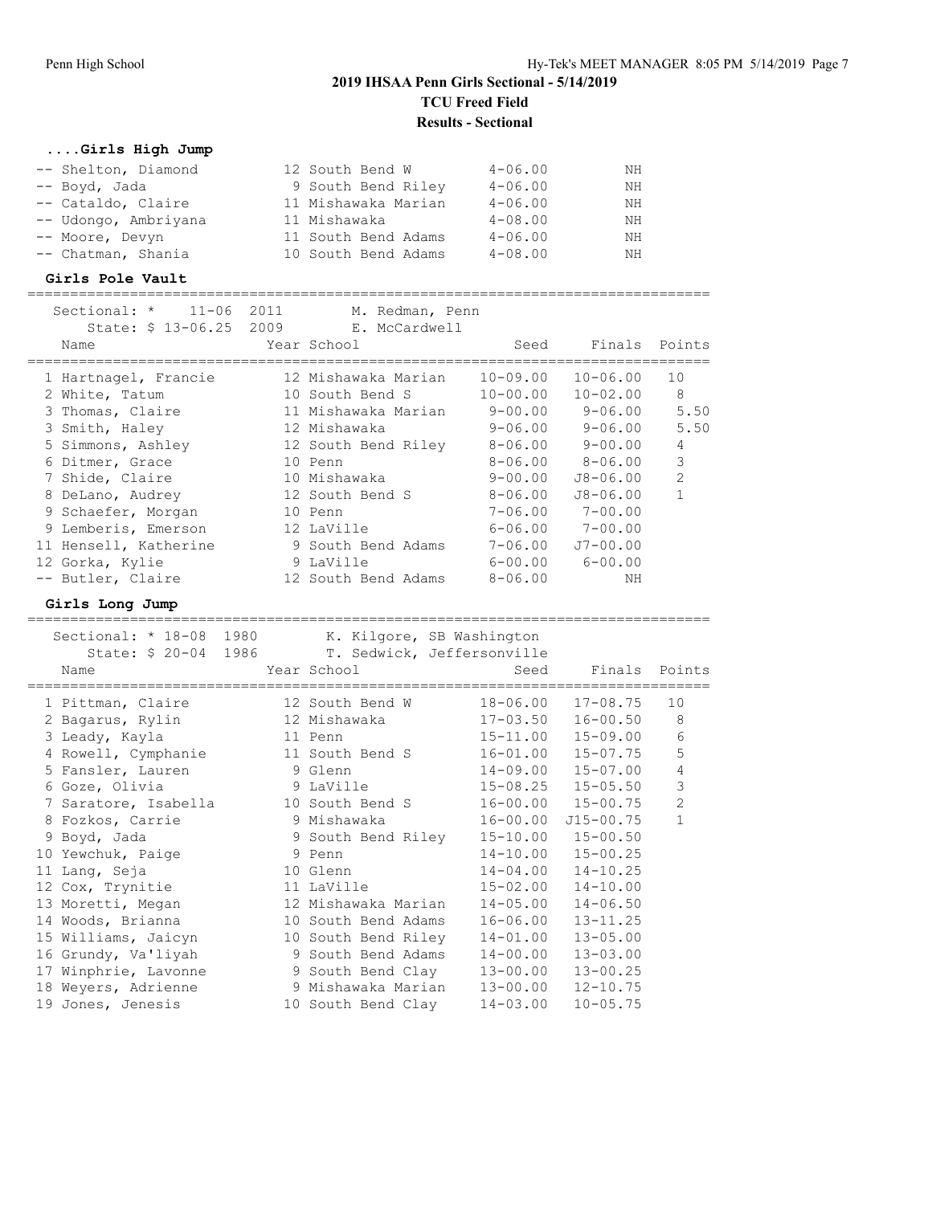## 2019 IHSAA Penn Girls Sectional - 5/14/2019

**TCU Freed Field**

**Results - Sectional**

### ....Girls High Jump

| Place | Name | Year | School | Seed | Finals |
|---|---|---|---|---|---|
| -- | Shelton, Diamond | 12 | South Bend W | 4-06.00 | NH |
| -- | Boyd, Jada | 9 | South Bend Riley | 4-06.00 | NH |
| -- | Cataldo, Claire | 11 | Mishawaka Marian | 4-06.00 | NH |
| -- | Udongo, Ambriyana | 11 | Mishawaka | 4-08.00 | NH |
| -- | Moore, Devyn | 11 | South Bend Adams | 4-06.00 | NH |
| -- | Chatman, Shania | 10 | South Bend Adams | 4-08.00 | NH |

### Girls Pole Vault

Sectional: * 11-06 2011 M. Redman, Penn
State: $ 13-06.25 2009 E. McCardwell

| Place | Name | Year | School | Seed | Finals | Points |
|---|---|---|---|---|---|---|
| 1 | Hartnagel, Francie | 12 | Mishawaka Marian | 10-09.00 | 10-06.00 | 10 |
| 2 | White, Tatum | 10 | South Bend S | 10-00.00 | 10-02.00 | 8 |
| 3 | Thomas, Claire | 11 | Mishawaka Marian | 9-00.00 | 9-06.00 | 5.50 |
| 3 | Smith, Haley | 12 | Mishawaka | 9-06.00 | 9-06.00 | 5.50 |
| 5 | Simmons, Ashley | 12 | South Bend Riley | 8-06.00 | 9-00.00 | 4 |
| 6 | Ditmer, Grace | 10 | Penn | 8-06.00 | 8-06.00 | 3 |
| 7 | Shide, Claire | 10 | Mishawaka | 9-00.00 | J8-06.00 | 2 |
| 8 | DeLano, Audrey | 12 | South Bend S | 8-06.00 | J8-06.00 | 1 |
| 9 | Schaefer, Morgan | 10 | Penn | 7-06.00 | 7-00.00 | |
| 9 | Lemberis, Emerson | 12 | LaVille | 6-06.00 | 7-00.00 | |
| 11 | Hensell, Katherine | 9 | South Bend Adams | 7-06.00 | J7-00.00 | |
| 12 | Gorka, Kylie | 9 | LaVille | 6-00.00 | 6-00.00 | |
| -- | Butler, Claire | 12 | South Bend Adams | 8-06.00 | NH | |

### Girls Long Jump

Sectional: * 18-08 1980 K. Kilgore, SB Washington
State: $ 20-04 1986 T. Sedwick, Jeffersonville

| Place | Name | Year | School | Seed | Finals | Points |
|---|---|---|---|---|---|---|
| 1 | Pittman, Claire | 12 | South Bend W | 18-06.00 | 17-08.75 | 10 |
| 2 | Bagarus, Rylin | 12 | Mishawaka | 17-03.50 | 16-00.50 | 8 |
| 3 | Leady, Kayla | 11 | Penn | 15-11.00 | 15-09.00 | 6 |
| 4 | Rowell, Cymphanie | 11 | South Bend S | 16-01.00 | 15-07.75 | 5 |
| 5 | Fansler, Lauren | 9 | Glenn | 14-09.00 | 15-07.00 | 4 |
| 6 | Goze, Olivia | 9 | LaVille | 15-08.25 | 15-05.50 | 3 |
| 7 | Saratore, Isabella | 10 | South Bend S | 16-00.00 | 15-00.75 | 2 |
| 8 | Fozkos, Carrie | 9 | Mishawaka | 16-00.00 | J15-00.75 | 1 |
| 9 | Boyd, Jada | 9 | South Bend Riley | 15-10.00 | 15-00.50 | |
| 10 | Yewchuk, Paige | 9 | Penn | 14-10.00 | 15-00.25 | |
| 11 | Lang, Seja | 10 | Glenn | 14-04.00 | 14-10.25 | |
| 12 | Cox, Trynitie | 11 | LaVille | 15-02.00 | 14-10.00 | |
| 13 | Moretti, Megan | 12 | Mishawaka Marian | 14-05.00 | 14-06.50 | |
| 14 | Woods, Brianna | 10 | South Bend Adams | 16-06.00 | 13-11.25 | |
| 15 | Williams, Jaicyn | 10 | South Bend Riley | 14-01.00 | 13-05.00 | |
| 16 | Grundy, Va'liyah | 9 | South Bend Adams | 14-00.00 | 13-03.00 | |
| 17 | Winphrie, Lavonne | 9 | South Bend Clay | 13-00.00 | 13-00.25 | |
| 18 | Weyers, Adrienne | 9 | Mishawaka Marian | 13-00.00 | 12-10.75 | |
| 19 | Jones, Jenesis | 10 | South Bend Clay | 14-03.00 | 10-05.75 | |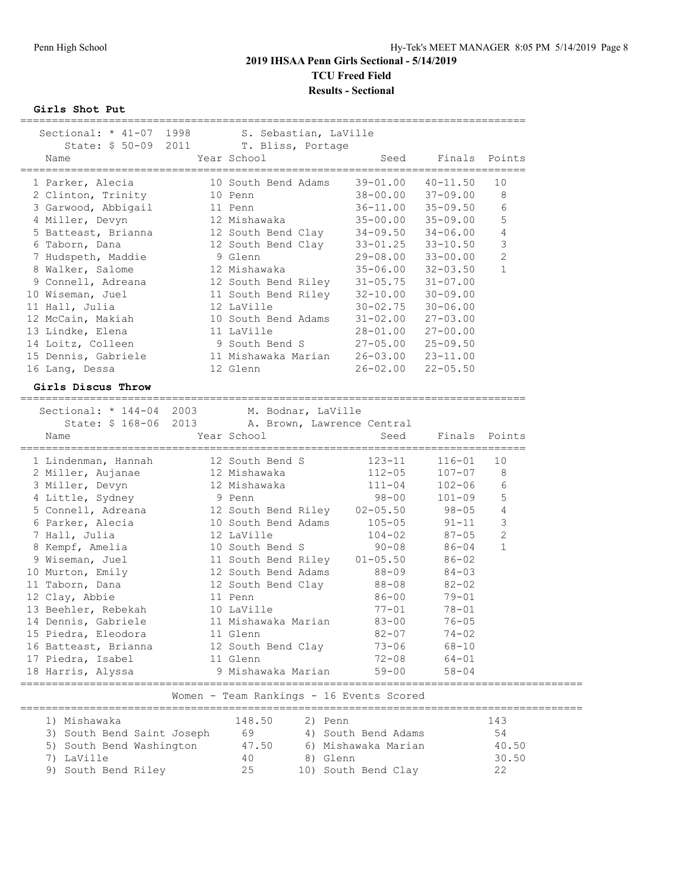# 2019 IHSAA Penn Girls Sectional - 5/14/2019

## TCU Freed Field

## Results - Sectional

### Girls Shot Put

Sectional: * 41-07 1998 S. Sebastian, LaVille
State: $ 50-09 2011 T. Bliss, Portage

| Name | Year | School | Seed | Finals | Points |
|---|---|---|---|---|---|
| 1 Parker, Alecia | 10 | South Bend Adams | 39-01.00 | 40-11.50 | 10 |
| 2 Clinton, Trinity | 10 | Penn | 38-00.00 | 37-09.00 | 8 |
| 3 Garwood, Abbigail | 11 | Penn | 36-11.00 | 35-09.50 | 6 |
| 4 Miller, Devyn | 12 | Mishawaka | 35-00.00 | 35-09.00 | 5 |
| 5 Batteast, Brianna | 12 | South Bend Clay | 34-09.50 | 34-06.00 | 4 |
| 6 Taborn, Dana | 12 | South Bend Clay | 33-01.25 | 33-10.50 | 3 |
| 7 Hudspeth, Maddie | 9 | Glenn | 29-08.00 | 33-00.00 | 2 |
| 8 Walker, Salome | 12 | Mishawaka | 35-06.00 | 32-03.50 | 1 |
| 9 Connell, Adreana | 12 | South Bend Riley | 31-05.75 | 31-07.00 | |
| 10 Wiseman, Juel | 11 | South Bend Riley | 32-10.00 | 30-09.00 | |
| 11 Hall, Julia | 12 | LaVille | 30-02.75 | 30-06.00 | |
| 12 McCain, Makiah | 10 | South Bend Adams | 31-02.00 | 27-03.00 | |
| 13 Lindke, Elena | 11 | LaVille | 28-01.00 | 27-00.00 | |
| 14 Loitz, Colleen | 9 | South Bend S | 27-05.00 | 25-09.50 | |
| 15 Dennis, Gabriele | 11 | Mishawaka Marian | 26-03.00 | 23-11.00 | |
| 16 Lang, Dessa | 12 | Glenn | 26-02.00 | 22-05.50 | |

### Girls Discus Throw

Sectional: * 144-04 2003 M. Bodnar, LaVille
State: $ 168-06 2013 A. Brown, Lawrence Central

| Name | Year | School | Seed | Finals | Points |
|---|---|---|---|---|---|
| 1 Lindenman, Hannah | 12 | South Bend S | 123-11 | 116-01 | 10 |
| 2 Miller, Aujanae | 12 | Mishawaka | 112-05 | 107-07 | 8 |
| 3 Miller, Devyn | 12 | Mishawaka | 111-04 | 102-06 | 6 |
| 4 Little, Sydney | 9 | Penn | 98-00 | 101-09 | 5 |
| 5 Connell, Adreana | 12 | South Bend Riley | 02-05.50 | 98-05 | 4 |
| 6 Parker, Alecia | 10 | South Bend Adams | 105-05 | 91-11 | 3 |
| 7 Hall, Julia | 12 | LaVille | 104-02 | 87-05 | 2 |
| 8 Kempf, Amelia | 10 | South Bend S | 90-08 | 86-04 | 1 |
| 9 Wiseman, Juel | 11 | South Bend Riley | 01-05.50 | 86-02 | |
| 10 Murton, Emily | 12 | South Bend Adams | 88-09 | 84-03 | |
| 11 Taborn, Dana | 12 | South Bend Clay | 88-08 | 82-02 | |
| 12 Clay, Abbie | 11 | Penn | 86-00 | 79-01 | |
| 13 Beehler, Rebekah | 10 | LaVille | 77-01 | 78-01 | |
| 14 Dennis, Gabriele | 11 | Mishawaka Marian | 83-00 | 76-05 | |
| 15 Piedra, Eleodora | 11 | Glenn | 82-07 | 74-02 | |
| 16 Batteast, Brianna | 12 | South Bend Clay | 73-06 | 68-10 | |
| 17 Piedra, Isabel | 11 | Glenn | 72-08 | 64-01 | |
| 18 Harris, Alyssa | 9 | Mishawaka Marian | 59-00 | 58-04 | |

### Women - Team Rankings - 16 Events Scored

| | | | |
|---|---|---|---|
| 1) Mishawaka | 148.50 | 2) Penn | 143 |
| 3) South Bend Saint Joseph | 69 | 4) South Bend Adams | 54 |
| 5) South Bend Washington | 47.50 | 6) Mishawaka Marian | 40.50 |
| 7) LaVille | 40 | 8) Glenn | 30.50 |
| 9) South Bend Riley | 25 | 10) South Bend Clay | 22 |